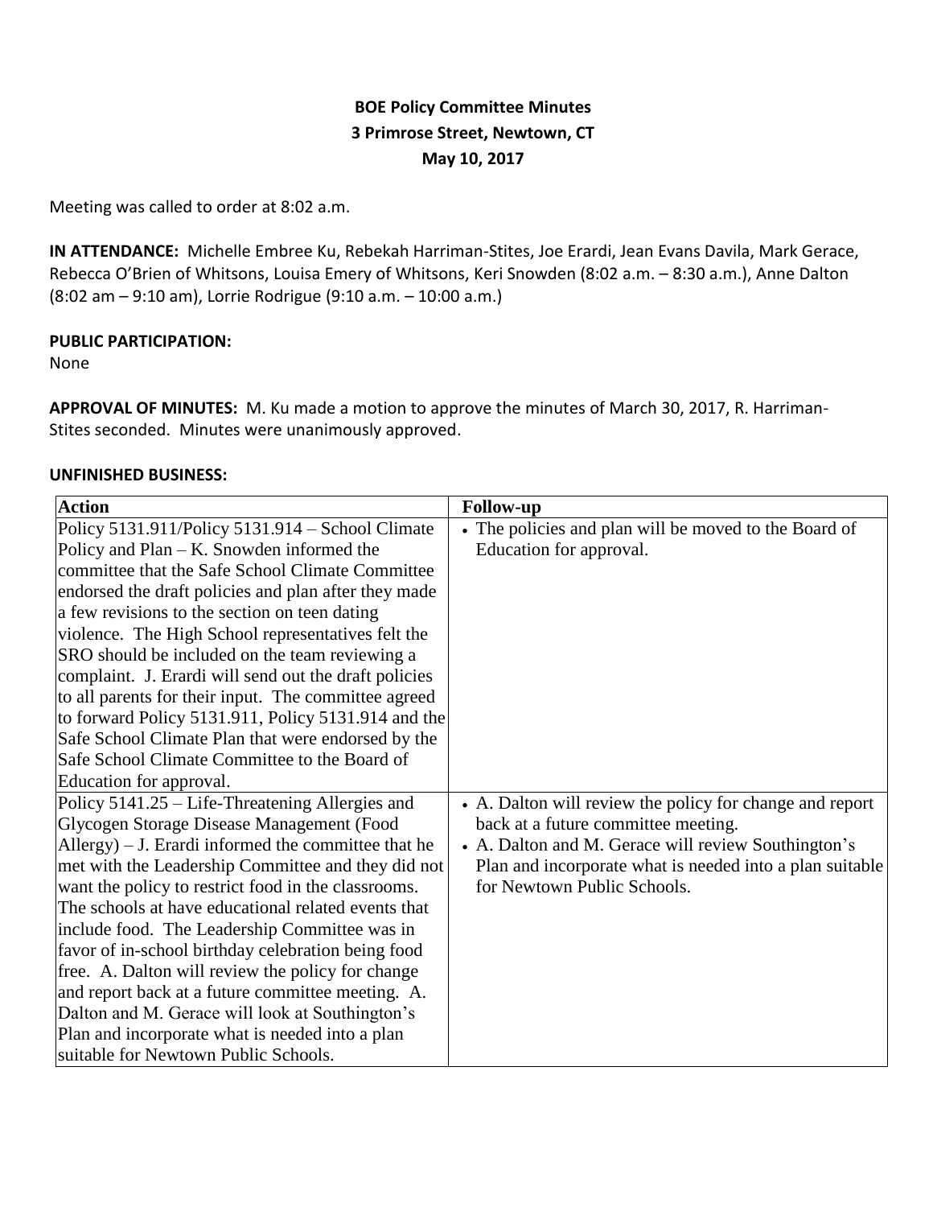# BOE Policy Committee Minutes
## 3 Primrose Street, Newtown, CT
## May 10, 2017

Meeting was called to order at 8:02 a.m.

**IN ATTENDANCE:** Michelle Embree Ku, Rebekah Harriman-Stites, Joe Erardi, Jean Evans Davila, Mark Gerace, Rebecca O'Brien of Whitsons, Louisa Emery of Whitsons, Keri Snowden (8:02 a.m. – 8:30 a.m.), Anne Dalton (8:02 am – 9:10 am), Lorrie Rodrigue (9:10 a.m. – 10:00 a.m.)

**PUBLIC PARTICIPATION:**
None

**APPROVAL OF MINUTES:** M. Ku made a motion to approve the minutes of March 30, 2017, R. Harriman-Stites seconded. Minutes were unanimously approved.

**UNFINISHED BUSINESS:**

| Action | Follow-up |
|---|---|
| Policy 5131.911/Policy 5131.914 – School Climate Policy and Plan – K. Snowden informed the committee that the Safe School Climate Committee endorsed the draft policies and plan after they made a few revisions to the section on teen dating violence. The High School representatives felt the SRO should be included on the team reviewing a complaint. J. Erardi will send out the draft policies to all parents for their input. The committee agreed to forward Policy 5131.911, Policy 5131.914 and the Safe School Climate Plan that were endorsed by the Safe School Climate Committee to the Board of Education for approval. | • The policies and plan will be moved to the Board of Education for approval. |
| Policy 5141.25 – Life-Threatening Allergies and Glycogen Storage Disease Management (Food Allergy) – J. Erardi informed the committee that he met with the Leadership Committee and they did not want the policy to restrict food in the classrooms. The schools at have educational related events that include food. The Leadership Committee was in favor of in-school birthday celebration being food free. A. Dalton will review the policy for change and report back at a future committee meeting. A. Dalton and M. Gerace will look at Southington's Plan and incorporate what is needed into a plan suitable for Newtown Public Schools. | • A. Dalton will review the policy for change and report back at a future committee meeting.<br>• A. Dalton and M. Gerace will review Southington's Plan and incorporate what is needed into a plan suitable for Newtown Public Schools. |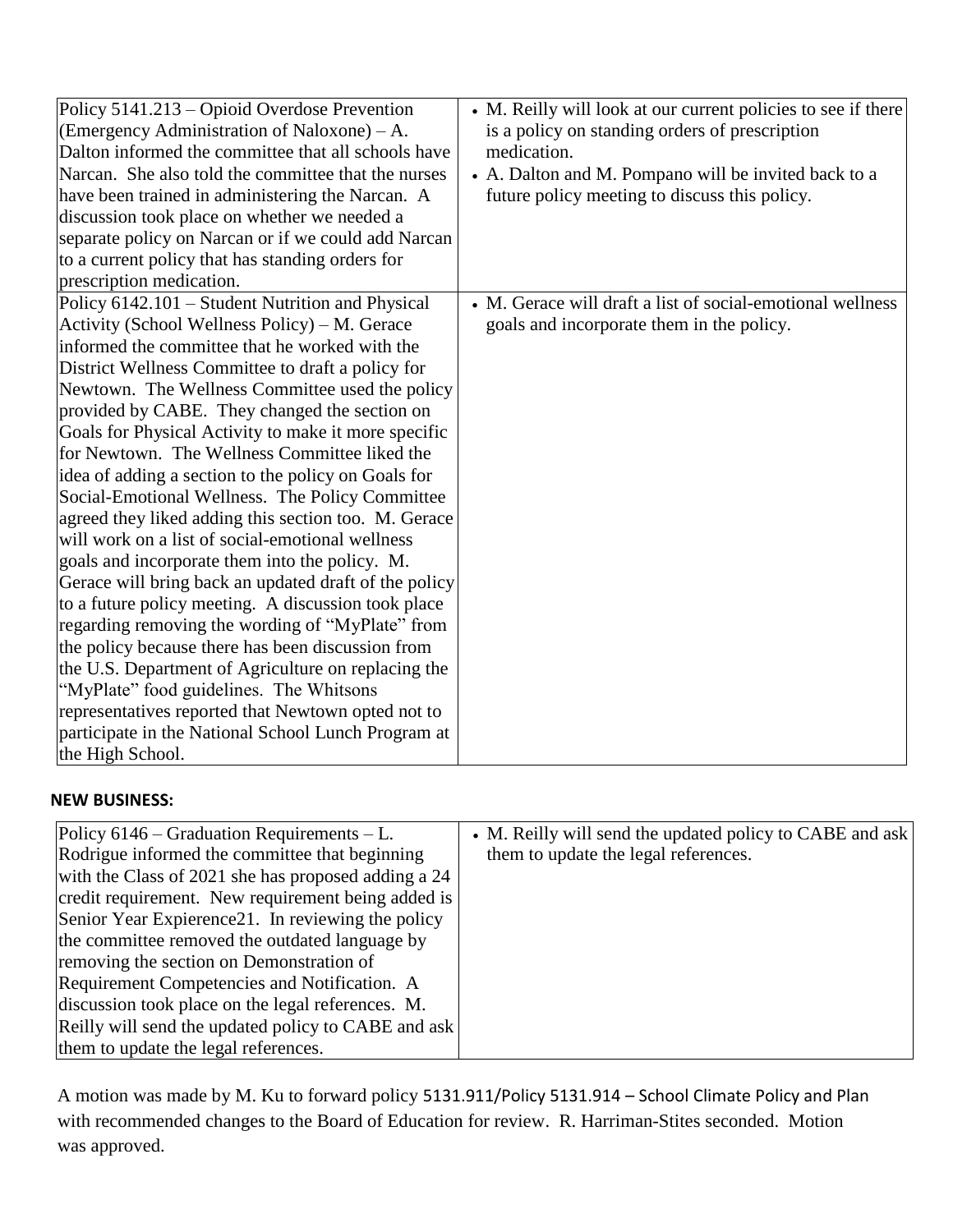| | |
|---|---|
| Policy 5141.213 – Opioid Overdose Prevention (Emergency Administration of Naloxone) – A. Dalton informed the committee that all schools have Narcan. She also told the committee that the nurses have been trained in administering the Narcan. A discussion took place on whether we needed a separate policy on Narcan or if we could add Narcan to a current policy that has standing orders for prescription medication. | • M. Reilly will look at our current policies to see if there is a policy on standing orders of prescription medication.<br>• A. Dalton and M. Pompano will be invited back to a future policy meeting to discuss this policy. |
| Policy 6142.101 – Student Nutrition and Physical Activity (School Wellness Policy) – M. Gerace informed the committee that he worked with the District Wellness Committee to draft a policy for Newtown. The Wellness Committee used the policy provided by CABE. They changed the section on Goals for Physical Activity to make it more specific for Newtown. The Wellness Committee liked the idea of adding a section to the policy on Goals for Social-Emotional Wellness. The Policy Committee agreed they liked adding this section too. M. Gerace will work on a list of social-emotional wellness goals and incorporate them into the policy. M. Gerace will bring back an updated draft of the policy to a future policy meeting. A discussion took place regarding removing the wording of "MyPlate" from the policy because there has been discussion from the U.S. Department of Agriculture on replacing the "MyPlate" food guidelines. The Whitsons representatives reported that Newtown opted not to participate in the National School Lunch Program at the High School. | • M. Gerace will draft a list of social-emotional wellness goals and incorporate them in the policy. |

**NEW BUSINESS:**

| | |
|---|---|
| Policy 6146 – Graduation Requirements – L. Rodrigue informed the committee that beginning with the Class of 2021 she has proposed adding a 24 credit requirement. New requirement being added is Senior Year Expierence21. In reviewing the policy the committee removed the outdated language by removing the section on Demonstration of Requirement Competencies and Notification. A discussion took place on the legal references. M. Reilly will send the updated policy to CABE and ask them to update the legal references. | • M. Reilly will send the updated policy to CABE and ask them to update the legal references. |

A motion was made by M. Ku to forward policy 5131.911/Policy 5131.914 – School Climate Policy and Plan with recommended changes to the Board of Education for review. R. Harriman-Stites seconded. Motion was approved.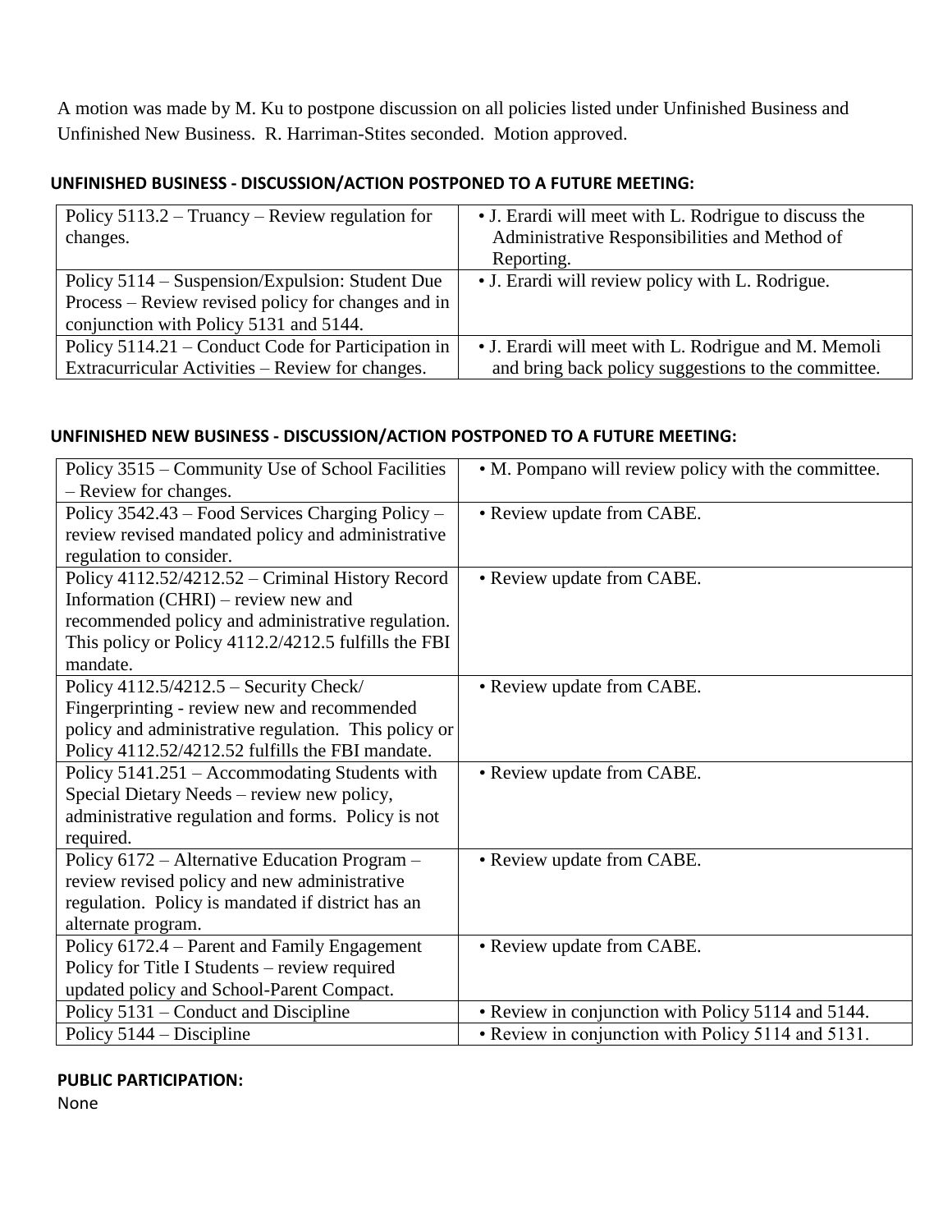A motion was made by M. Ku to postpone discussion on all policies listed under Unfinished Business and Unfinished New Business. R. Harriman-Stites seconded. Motion approved.

**UNFINISHED BUSINESS - DISCUSSION/ACTION POSTPONED TO A FUTURE MEETING:**

| Policy | Action |
|---|---|
| Policy 5113.2 – Truancy – Review regulation for changes. | • J. Erardi will meet with L. Rodrigue to discuss the Administrative Responsibilities and Method of Reporting. |
| Policy 5114 – Suspension/Expulsion: Student Due Process – Review revised policy for changes and in conjunction with Policy 5131 and 5144. | • J. Erardi will review policy with L. Rodrigue. |
| Policy 5114.21 – Conduct Code for Participation in Extracurricular Activities – Review for changes. | • J. Erardi will meet with L. Rodrigue and M. Memoli and bring back policy suggestions to the committee. |

**UNFINISHED NEW BUSINESS - DISCUSSION/ACTION POSTPONED TO A FUTURE MEETING:**

| Policy | Action |
|---|---|
| Policy 3515 – Community Use of School Facilities – Review for changes. | • M. Pompano will review policy with the committee. |
| Policy 3542.43 – Food Services Charging Policy – review revised mandated policy and administrative regulation to consider. | • Review update from CABE. |
| Policy 4112.52/4212.52 – Criminal History Record Information (CHRI) – review new and recommended policy and administrative regulation. This policy or Policy 4112.2/4212.5 fulfills the FBI mandate. | • Review update from CABE. |
| Policy 4112.5/4212.5 – Security Check/ Fingerprinting - review new and recommended policy and administrative regulation. This policy or Policy 4112.52/4212.52 fulfills the FBI mandate. | • Review update from CABE. |
| Policy 5141.251 – Accommodating Students with Special Dietary Needs – review new policy, administrative regulation and forms. Policy is not required. | • Review update from CABE. |
| Policy 6172 – Alternative Education Program – review revised policy and new administrative regulation. Policy is mandated if district has an alternate program. | • Review update from CABE. |
| Policy 6172.4 – Parent and Family Engagement Policy for Title I Students – review required updated policy and School-Parent Compact. | • Review update from CABE. |
| Policy 5131 – Conduct and Discipline | • Review in conjunction with Policy 5114 and 5144. |
| Policy 5144 – Discipline | • Review in conjunction with Policy 5114 and 5131. |

**PUBLIC PARTICIPATION:**

None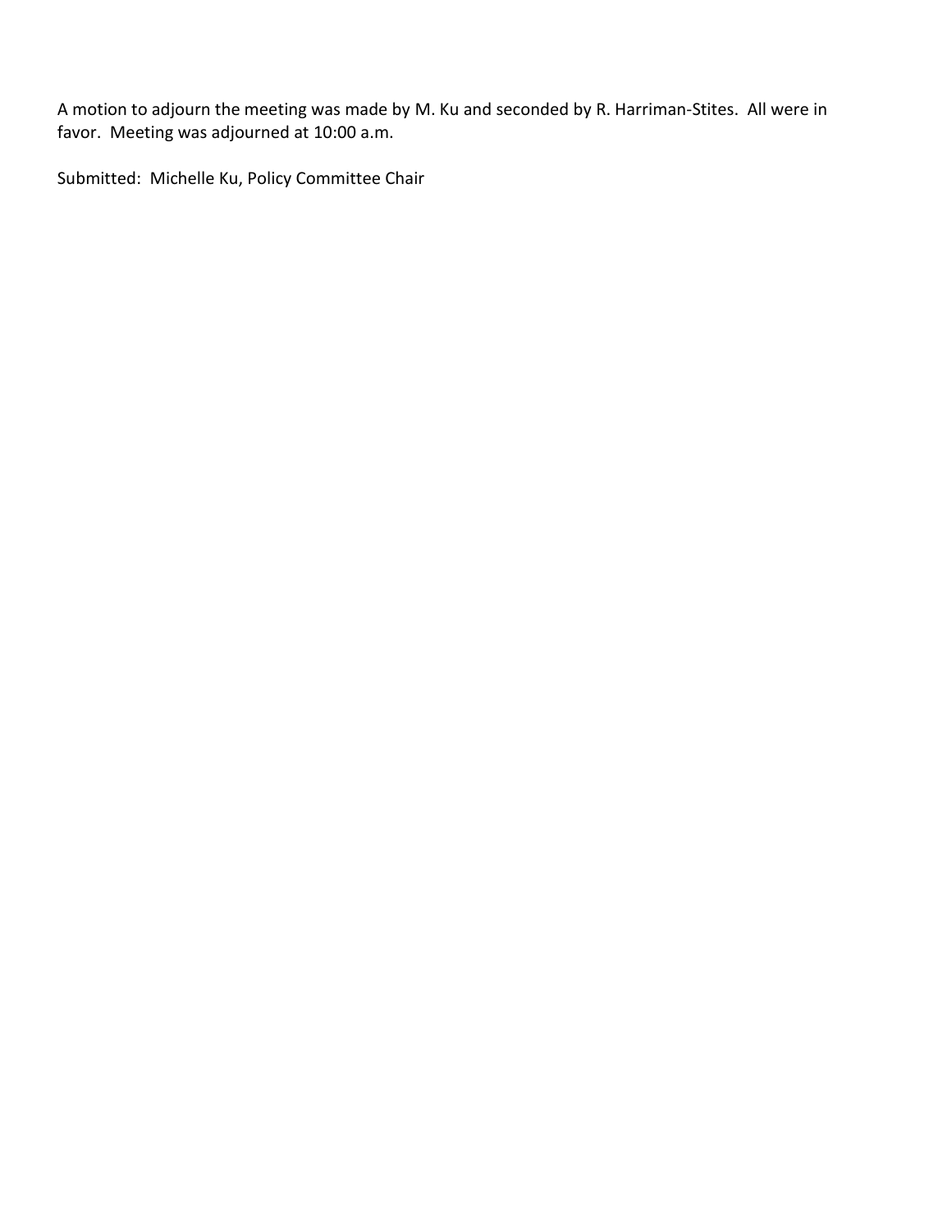A motion to adjourn the meeting was made by M. Ku and seconded by R. Harriman-Stites. All were in favor. Meeting was adjourned at 10:00 a.m.

Submitted: Michelle Ku, Policy Committee Chair